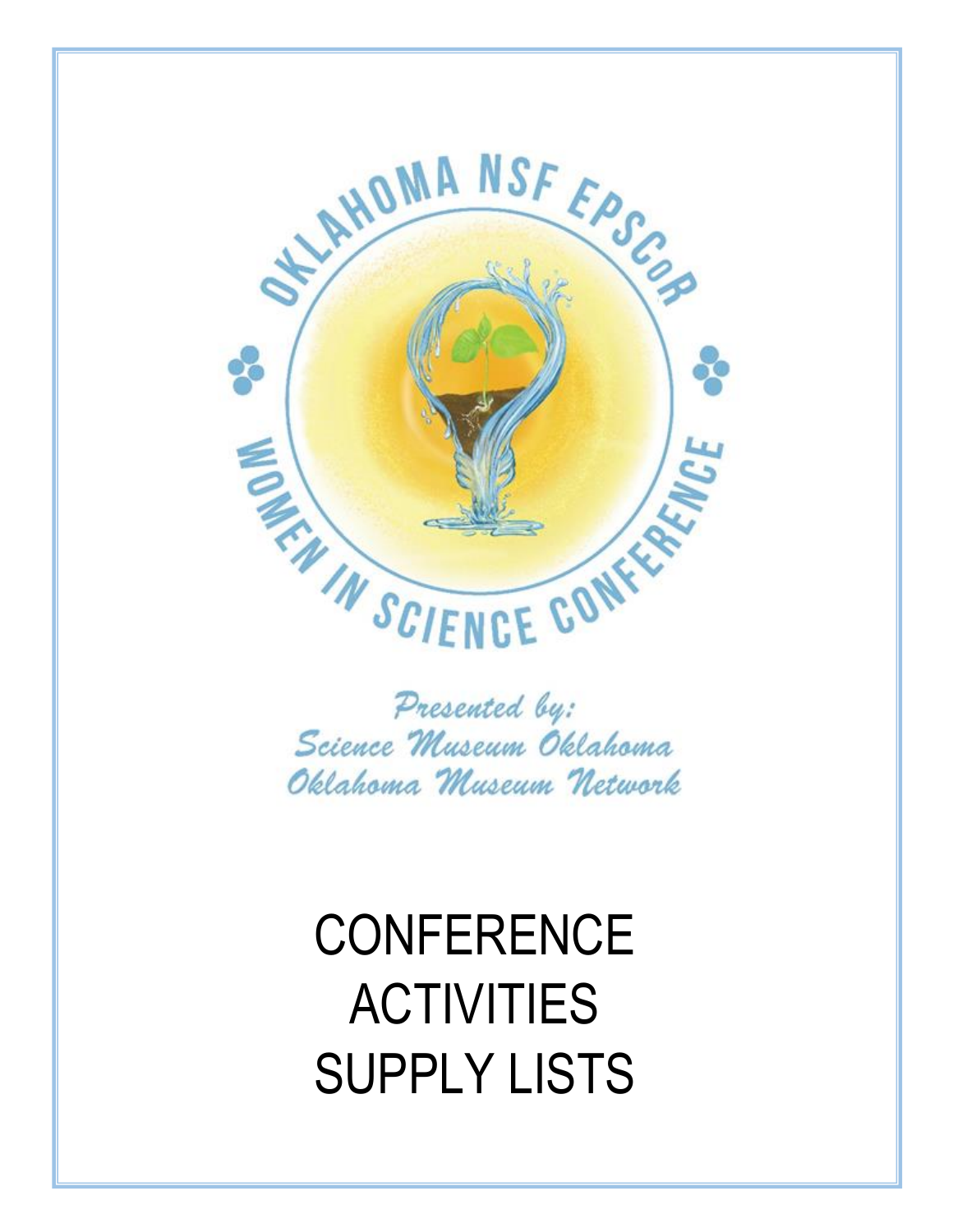# OKLAHOMA NSF EPSCoR

# WOMEN IN SCIENCE CONFERENCE

*Presented by:*
*Science Museum Oklahoma*
*Oklahoma Museum Network*

# CONFERENCE ACTIVITIES SUPPLY LISTS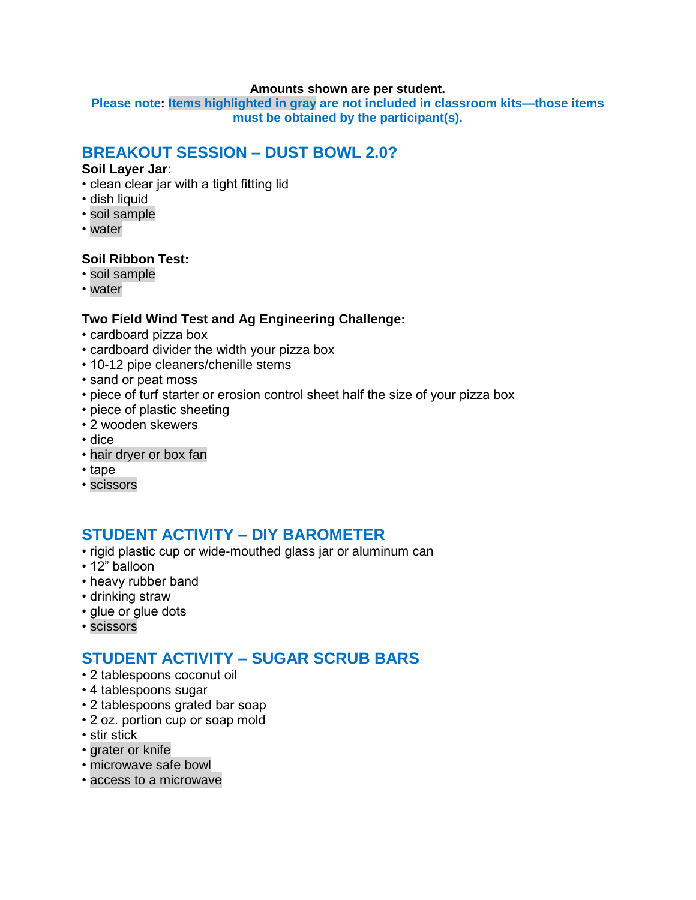**Amounts shown are per student.**

**Please note: Items highlighted in gray are not included in classroom kits—those items must be obtained by the participant(s).**

## BREAKOUT SESSION – DUST BOWL 2.0?

**Soil Layer Jar**:

- clean clear jar with a tight fitting lid
- dish liquid
- soil sample
- water

**Soil Ribbon Test:**

- soil sample
- water

**Two Field Wind Test and Ag Engineering Challenge:**

- cardboard pizza box
- cardboard divider the width your pizza box
- 10-12 pipe cleaners/chenille stems
- sand or peat moss
- piece of turf starter or erosion control sheet half the size of your pizza box
- piece of plastic sheeting
- 2 wooden skewers
- dice
- hair dryer or box fan
- tape
- scissors

## STUDENT ACTIVITY – DIY BAROMETER

- rigid plastic cup or wide-mouthed glass jar or aluminum can
- 12" balloon
- heavy rubber band
- drinking straw
- glue or glue dots
- scissors

## STUDENT ACTIVITY – SUGAR SCRUB BARS

- 2 tablespoons coconut oil
- 4 tablespoons sugar
- 2 tablespoons grated bar soap
- 2 oz. portion cup or soap mold
- stir stick
- grater or knife
- microwave safe bowl
- access to a microwave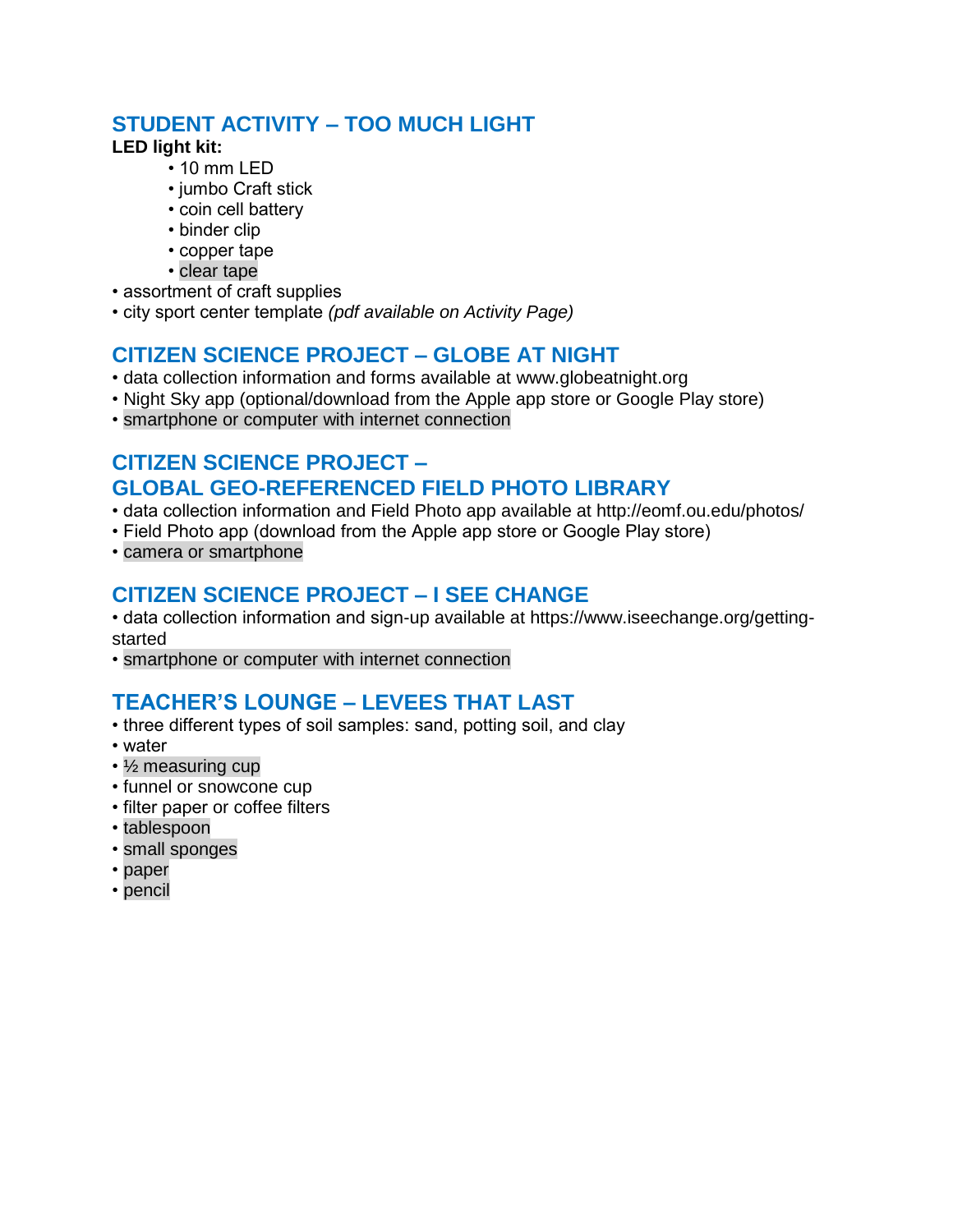## STUDENT ACTIVITY – TOO MUCH LIGHT

**LED light kit:**

- 10 mm LED
- jumbo Craft stick
- coin cell battery
- binder clip
- copper tape
- clear tape

- assortment of craft supplies
- city sport center template *(pdf available on Activity Page)*

## CITIZEN SCIENCE PROJECT – GLOBE AT NIGHT

- data collection information and forms available at www.globeatnight.org
- Night Sky app (optional/download from the Apple app store or Google Play store)
- smartphone or computer with internet connection

## CITIZEN SCIENCE PROJECT – GLOBAL GEO-REFERENCED FIELD PHOTO LIBRARY

- data collection information and Field Photo app available at http://eomf.ou.edu/photos/
- Field Photo app (download from the Apple app store or Google Play store)
- camera or smartphone

## CITIZEN SCIENCE PROJECT – I SEE CHANGE

- data collection information and sign-up available at https://www.iseechange.org/getting-started
- smartphone or computer with internet connection

## TEACHER'S LOUNGE – LEVEES THAT LAST

- three different types of soil samples: sand, potting soil, and clay
- water
- ½ measuring cup
- funnel or snowcone cup
- filter paper or coffee filters
- tablespoon
- small sponges
- paper
- pencil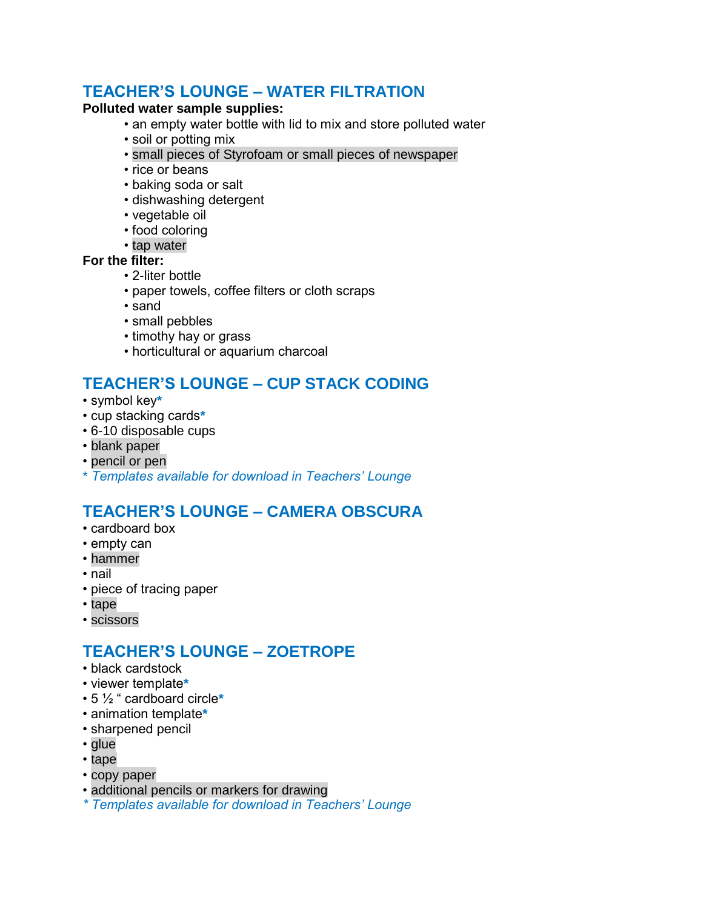## TEACHER'S LOUNGE – WATER FILTRATION

**Polluted water sample supplies:**

- an empty water bottle with lid to mix and store polluted water
- soil or potting mix
- small pieces of Styrofoam or small pieces of newspaper
- rice or beans
- baking soda or salt
- dishwashing detergent
- vegetable oil
- food coloring
- tap water

**For the filter:**

- 2-liter bottle
- paper towels, coffee filters or cloth scraps
- sand
- small pebbles
- timothy hay or grass
- horticultural or aquarium charcoal

## TEACHER'S LOUNGE – CUP STACK CODING

- symbol key*
- cup stacking cards*
- 6-10 disposable cups
- blank paper
- pencil or pen

*\* Templates available for download in Teachers' Lounge*

## TEACHER'S LOUNGE – CAMERA OBSCURA

- cardboard box
- empty can
- hammer
- nail
- piece of tracing paper
- tape
- scissors

## TEACHER'S LOUNGE – ZOETROPE

- black cardstock
- viewer template*
- 5 ½ " cardboard circle*
- animation template*
- sharpened pencil
- glue
- tape
- copy paper
- additional pencils or markers for drawing

*\* Templates available for download in Teachers' Lounge*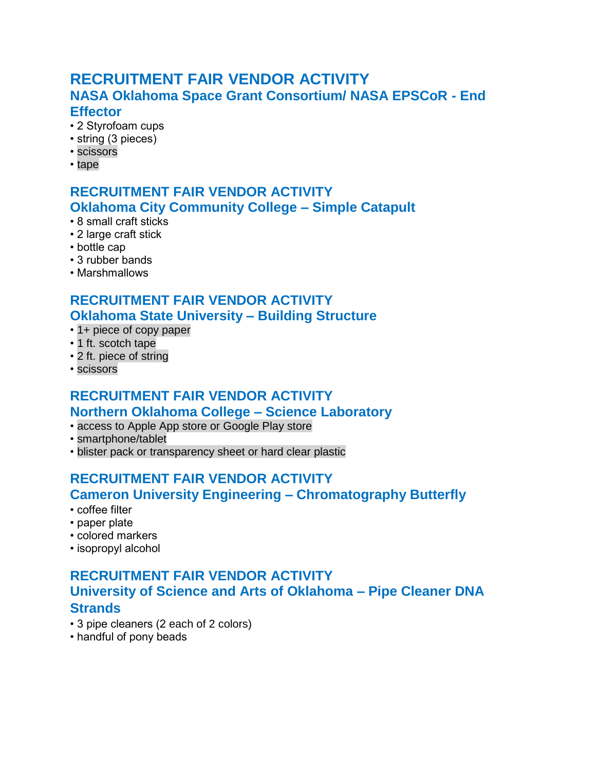## RECRUITMENT FAIR VENDOR ACTIVITY

### NASA Oklahoma Space Grant Consortium/ NASA EPSCoR - End Effector

- 2 Styrofoam cups
- string (3 pieces)
- scissors
- tape

## RECRUITMENT FAIR VENDOR ACTIVITY

### Oklahoma City Community College – Simple Catapult

- 8 small craft sticks
- 2 large craft stick
- bottle cap
- 3 rubber bands
- Marshmallows

## RECRUITMENT FAIR VENDOR ACTIVITY

### Oklahoma State University – Building Structure

- 1+ piece of copy paper
- 1 ft. scotch tape
- 2 ft. piece of string
- scissors

## RECRUITMENT FAIR VENDOR ACTIVITY

### Northern Oklahoma College – Science Laboratory

- access to Apple App store or Google Play store
- smartphone/tablet
- blister pack or transparency sheet or hard clear plastic

## RECRUITMENT FAIR VENDOR ACTIVITY

### Cameron University Engineering – Chromatography Butterfly

- coffee filter
- paper plate
- colored markers
- isopropyl alcohol

## RECRUITMENT FAIR VENDOR ACTIVITY

### University of Science and Arts of Oklahoma – Pipe Cleaner DNA Strands

- 3 pipe cleaners (2 each of 2 colors)
- handful of pony beads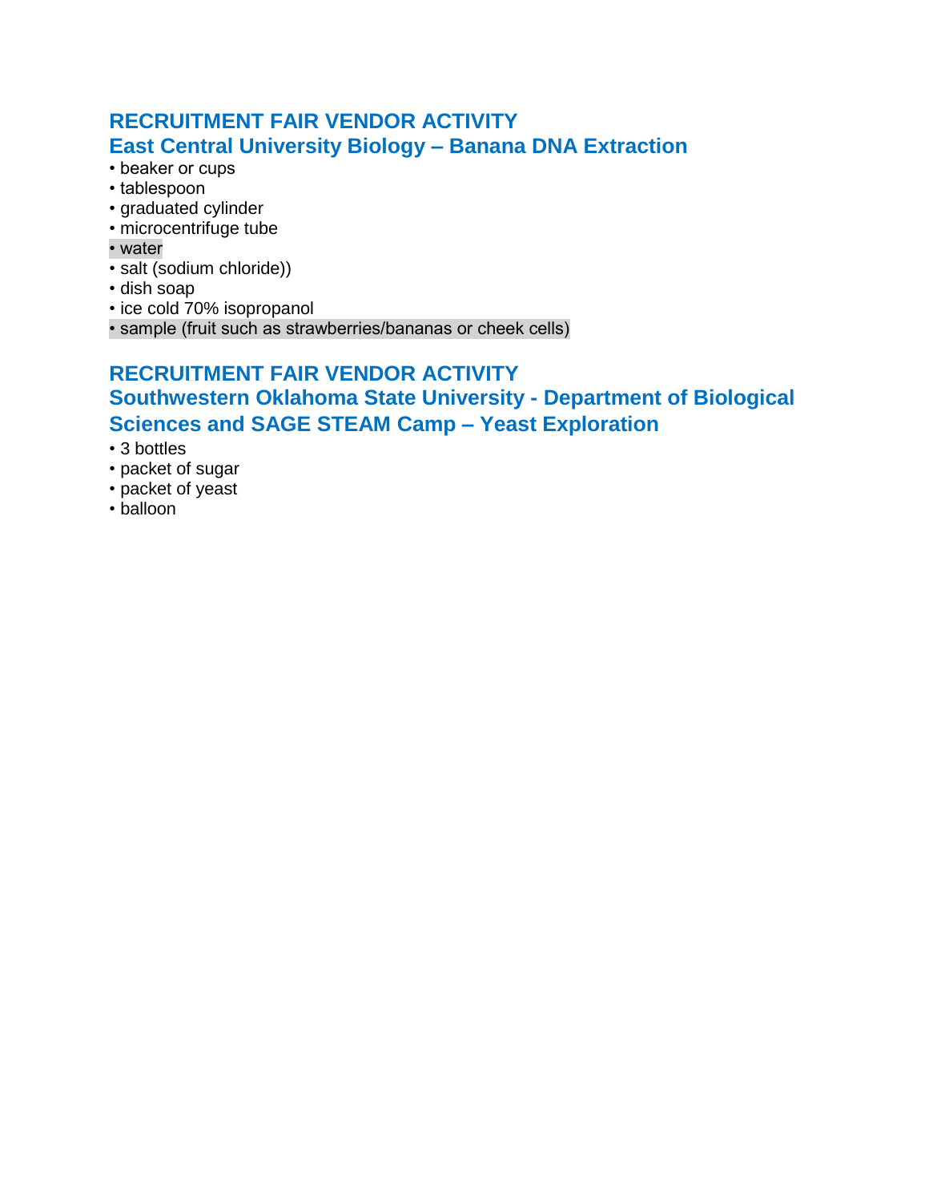## RECRUITMENT FAIR VENDOR ACTIVITY
## East Central University Biology – Banana DNA Extraction

- beaker or cups
- tablespoon
- graduated cylinder
- microcentrifuge tube
- water
- salt (sodium chloride))
- dish soap
- ice cold 70% isopropanol
- sample (fruit such as strawberries/bananas or cheek cells)

## RECRUITMENT FAIR VENDOR ACTIVITY
## Southwestern Oklahoma State University - Department of Biological Sciences and SAGE STEAM Camp – Yeast Exploration

- 3 bottles
- packet of sugar
- packet of yeast
- balloon